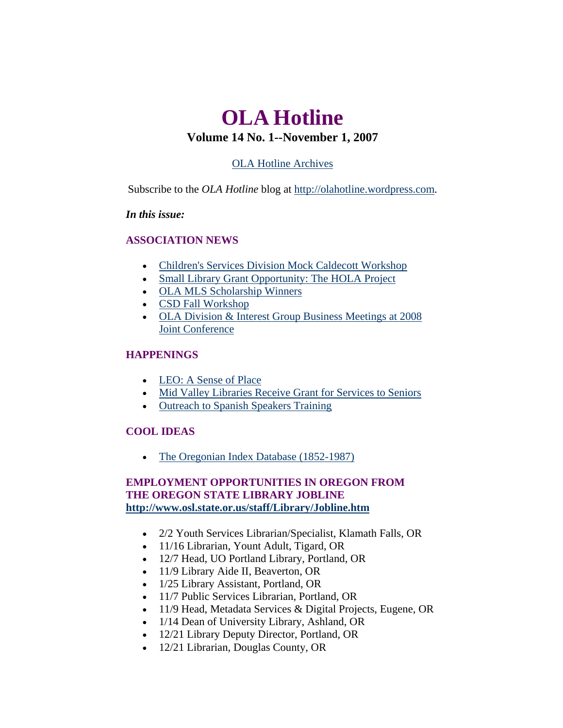# OLA Hotline

## Volume 14 No. 1--November 1, 2007

OLA Hotline Archives

Subscribe to the *OLA Hotline* blog at http://olahotline.wordpress.com.

***In this issue:***

### ASSOCIATION NEWS

- Children's Services Division Mock Caldecott Workshop
- Small Library Grant Opportunity: The HOLA Project
- OLA MLS Scholarship Winners
- CSD Fall Workshop
- OLA Division & Interest Group Business Meetings at 2008 Joint Conference

### HAPPENINGS

- LEO: A Sense of Place
- Mid Valley Libraries Receive Grant for Services to Seniors
- Outreach to Spanish Speakers Training

### COOL IDEAS

- The Oregonian Index Database (1852-1987)

### EMPLOYMENT OPPORTUNITIES IN OREGON FROM THE OREGON STATE LIBRARY JOBLINE **http://www.osl.state.or.us/staff/Library/Jobline.htm**

- 2/2 Youth Services Librarian/Specialist, Klamath Falls, OR
- 11/16 Librarian, Yount Adult, Tigard, OR
- 12/7 Head, UO Portland Library, Portland, OR
- 11/9 Library Aide II, Beaverton, OR
- 1/25 Library Assistant, Portland, OR
- 11/7 Public Services Librarian, Portland, OR
- 11/9 Head, Metadata Services & Digital Projects, Eugene, OR
- 1/14 Dean of University Library, Ashland, OR
- 12/21 Library Deputy Director, Portland, OR
- 12/21 Librarian, Douglas County, OR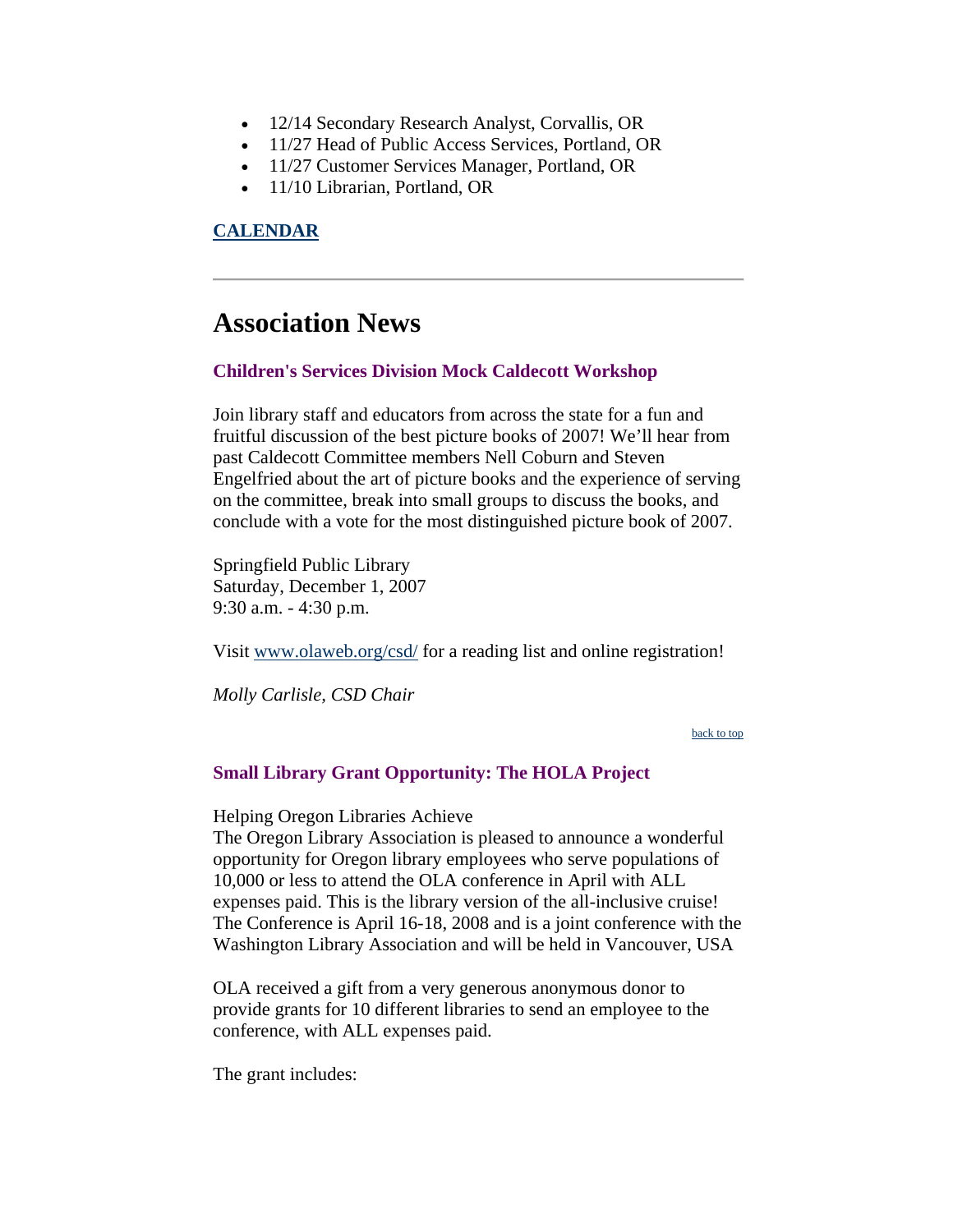- 12/14 Secondary Research Analyst, Corvallis, OR
- 11/27 Head of Public Access Services, Portland, OR
- 11/27 Customer Services Manager, Portland, OR
- 11/10 Librarian, Portland, OR

**CALENDAR**

---

# Association News

### Children's Services Division Mock Caldecott Workshop

Join library staff and educators from across the state for a fun and fruitful discussion of the best picture books of 2007! We'll hear from past Caldecott Committee members Nell Coburn and Steven Engelfried about the art of picture books and the experience of serving on the committee, break into small groups to discuss the books, and conclude with a vote for the most distinguished picture book of 2007.

Springfield Public Library
Saturday, December 1, 2007
9:30 a.m. - 4:30 p.m.

Visit www.olaweb.org/csd/ for a reading list and online registration!

*Molly Carlisle, CSD Chair*

back to top

### Small Library Grant Opportunity: The HOLA Project

Helping Oregon Libraries Achieve
The Oregon Library Association is pleased to announce a wonderful opportunity for Oregon library employees who serve populations of 10,000 or less to attend the OLA conference in April with ALL expenses paid. This is the library version of the all-inclusive cruise! The Conference is April 16-18, 2008 and is a joint conference with the Washington Library Association and will be held in Vancouver, USA

OLA received a gift from a very generous anonymous donor to provide grants for 10 different libraries to send an employee to the conference, with ALL expenses paid.

The grant includes: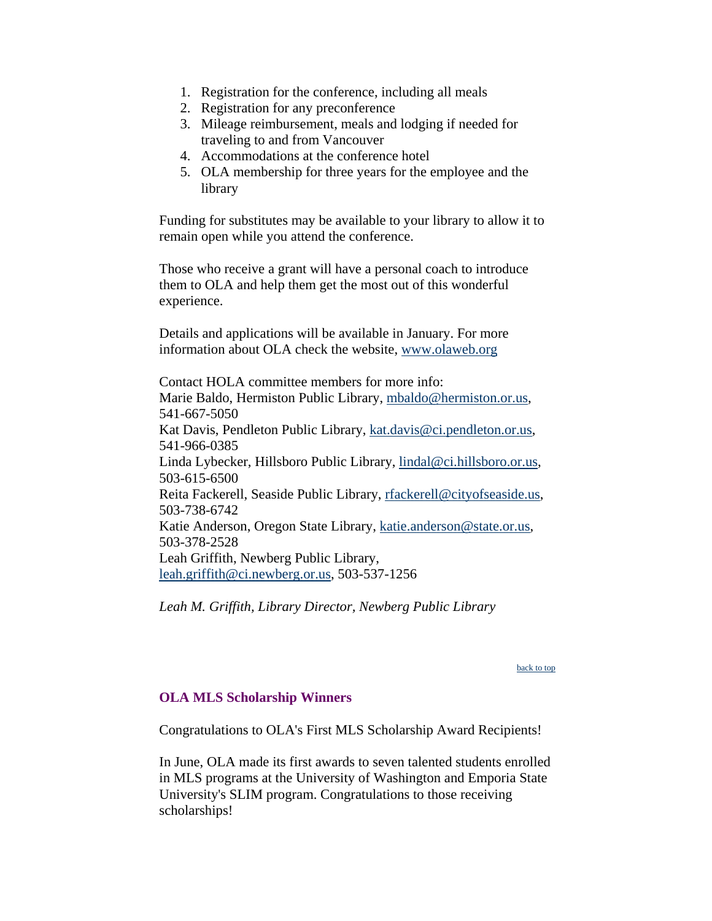1. Registration for the conference, including all meals
2. Registration for any preconference
3. Mileage reimbursement, meals and lodging if needed for traveling to and from Vancouver
4. Accommodations at the conference hotel
5. OLA membership for three years for the employee and the library

Funding for substitutes may be available to your library to allow it to remain open while you attend the conference.

Those who receive a grant will have a personal coach to introduce them to OLA and help them get the most out of this wonderful experience.

Details and applications will be available in January. For more information about OLA check the website, www.olaweb.org

Contact HOLA committee members for more info:
Marie Baldo, Hermiston Public Library, mbaldo@hermiston.or.us, 541-667-5050
Kat Davis, Pendleton Public Library, kat.davis@ci.pendleton.or.us, 541-966-0385
Linda Lybecker, Hillsboro Public Library, lindal@ci.hillsboro.or.us, 503-615-6500
Reita Fackerell, Seaside Public Library, rfackerell@cityofseaside.us, 503-738-6742
Katie Anderson, Oregon State Library, katie.anderson@state.or.us, 503-378-2528
Leah Griffith, Newberg Public Library, leah.griffith@ci.newberg.or.us, 503-537-1256

*Leah M. Griffith, Library Director, Newberg Public Library*

back to top

### OLA MLS Scholarship Winners

Congratulations to OLA's First MLS Scholarship Award Recipients!

In June, OLA made its first awards to seven talented students enrolled in MLS programs at the University of Washington and Emporia State University's SLIM program. Congratulations to those receiving scholarships!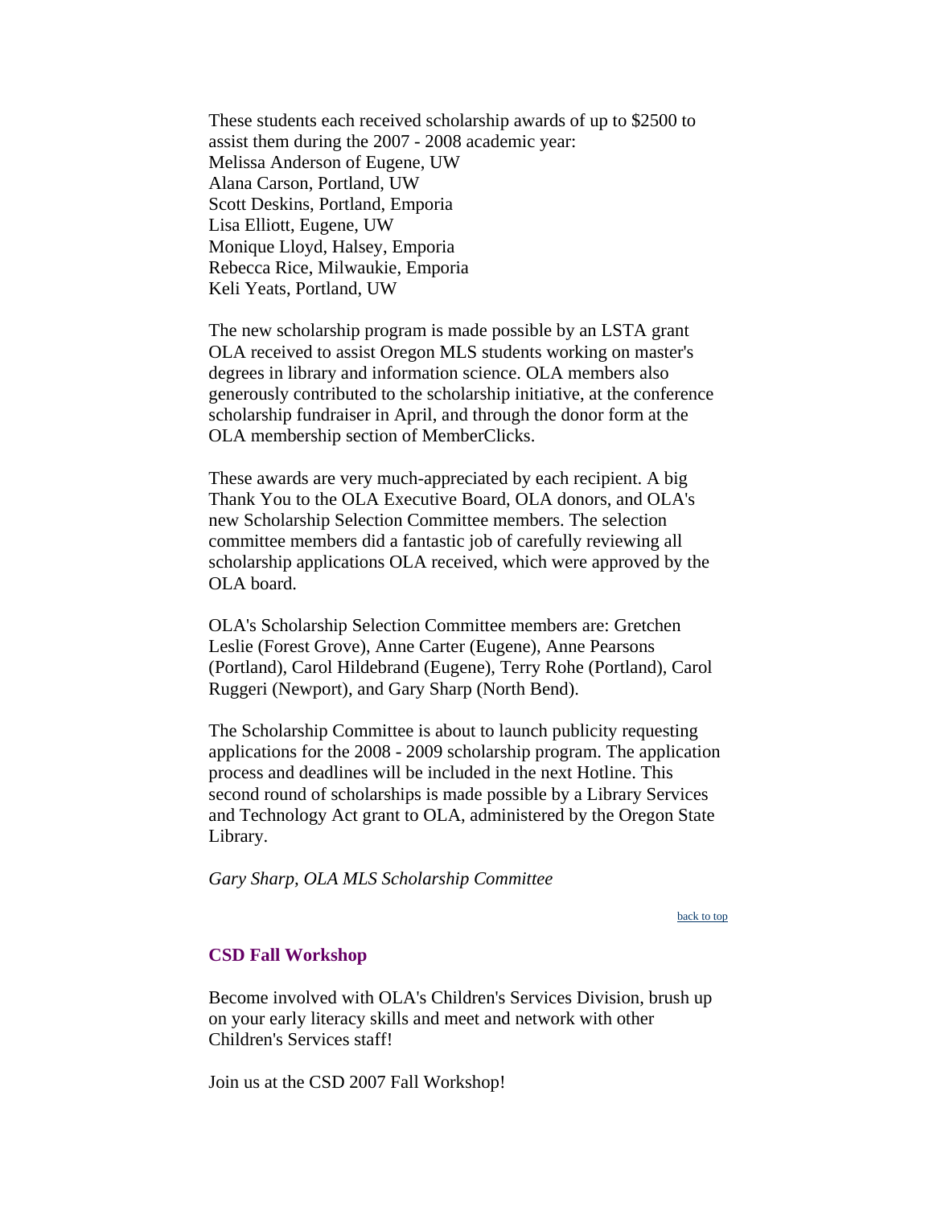These students each received scholarship awards of up to $2500 to assist them during the 2007 - 2008 academic year:
Melissa Anderson of Eugene, UW
Alana Carson, Portland, UW
Scott Deskins, Portland, Emporia
Lisa Elliott, Eugene, UW
Monique Lloyd, Halsey, Emporia
Rebecca Rice, Milwaukie, Emporia
Keli Yeats, Portland, UW

The new scholarship program is made possible by an LSTA grant OLA received to assist Oregon MLS students working on master's degrees in library and information science. OLA members also generously contributed to the scholarship initiative, at the conference scholarship fundraiser in April, and through the donor form at the OLA membership section of MemberClicks.

These awards are very much-appreciated by each recipient. A big Thank You to the OLA Executive Board, OLA donors, and OLA's new Scholarship Selection Committee members. The selection committee members did a fantastic job of carefully reviewing all scholarship applications OLA received, which were approved by the OLA board.

OLA's Scholarship Selection Committee members are: Gretchen Leslie (Forest Grove), Anne Carter (Eugene), Anne Pearsons (Portland), Carol Hildebrand (Eugene), Terry Rohe (Portland), Carol Ruggeri (Newport), and Gary Sharp (North Bend).

The Scholarship Committee is about to launch publicity requesting applications for the 2008 - 2009 scholarship program. The application process and deadlines will be included in the next Hotline. This second round of scholarships is made possible by a Library Services and Technology Act grant to OLA, administered by the Oregon State Library.

*Gary Sharp, OLA MLS Scholarship Committee*

back to top

### CSD Fall Workshop

Become involved with OLA's Children's Services Division, brush up on your early literacy skills and meet and network with other Children's Services staff!

Join us at the CSD 2007 Fall Workshop!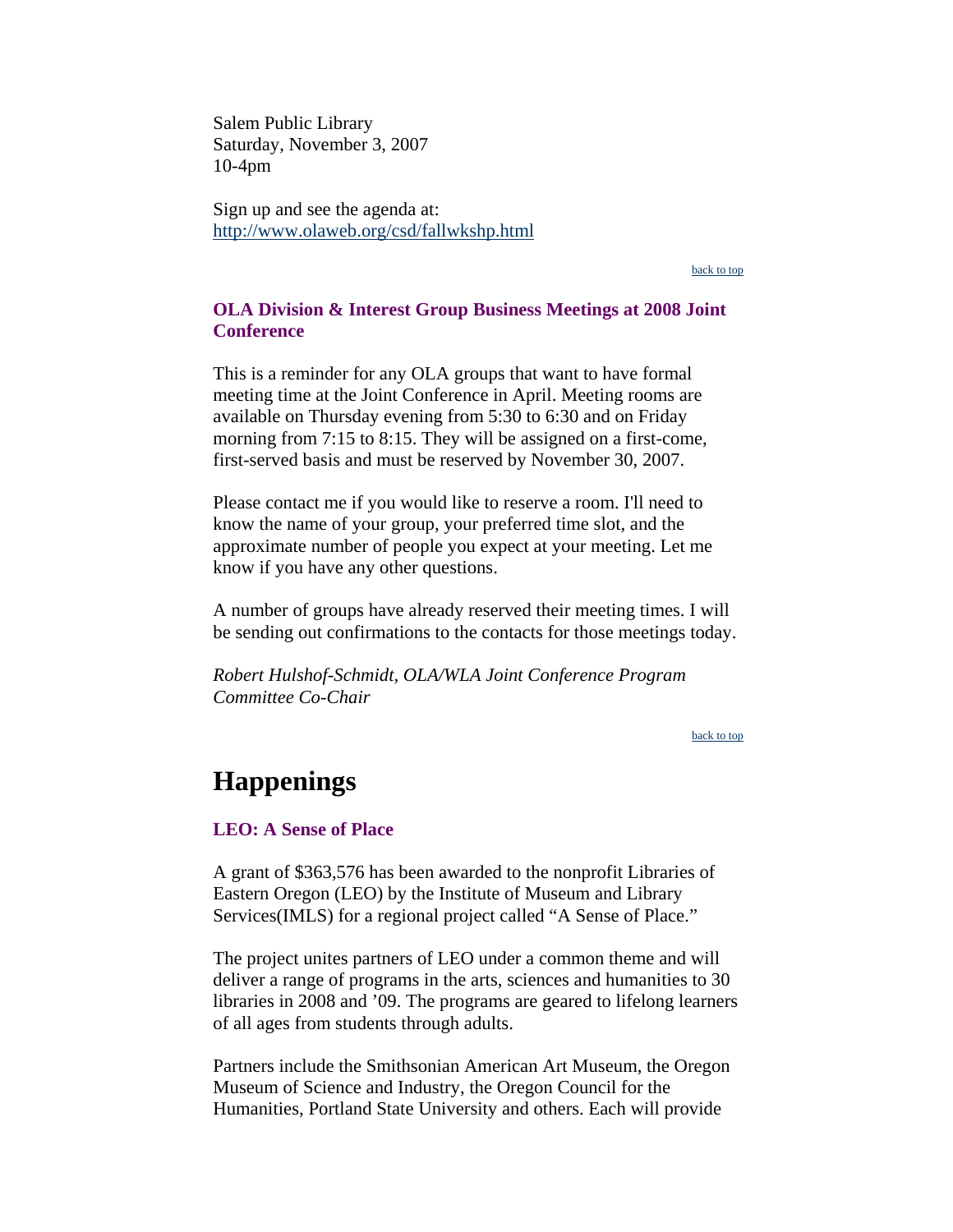Salem Public Library
Saturday, November 3, 2007
10-4pm

Sign up and see the agenda at:
http://www.olaweb.org/csd/fallwkshp.html

back to top

### OLA Division & Interest Group Business Meetings at 2008 Joint Conference

This is a reminder for any OLA groups that want to have formal meeting time at the Joint Conference in April. Meeting rooms are available on Thursday evening from 5:30 to 6:30 and on Friday morning from 7:15 to 8:15. They will be assigned on a first-come, first-served basis and must be reserved by November 30, 2007.

Please contact me if you would like to reserve a room. I'll need to know the name of your group, your preferred time slot, and the approximate number of people you expect at your meeting. Let me know if you have any other questions.

A number of groups have already reserved their meeting times. I will be sending out confirmations to the contacts for those meetings today.

*Robert Hulshof-Schmidt, OLA/WLA Joint Conference Program Committee Co-Chair*

back to top

## Happenings

### LEO: A Sense of Place

A grant of $363,576 has been awarded to the nonprofit Libraries of Eastern Oregon (LEO) by the Institute of Museum and Library Services(IMLS) for a regional project called “A Sense of Place.”

The project unites partners of LEO under a common theme and will deliver a range of programs in the arts, sciences and humanities to 30 libraries in 2008 and ’09. The programs are geared to lifelong learners of all ages from students through adults.

Partners include the Smithsonian American Art Museum, the Oregon Museum of Science and Industry, the Oregon Council for the Humanities, Portland State University and others. Each will provide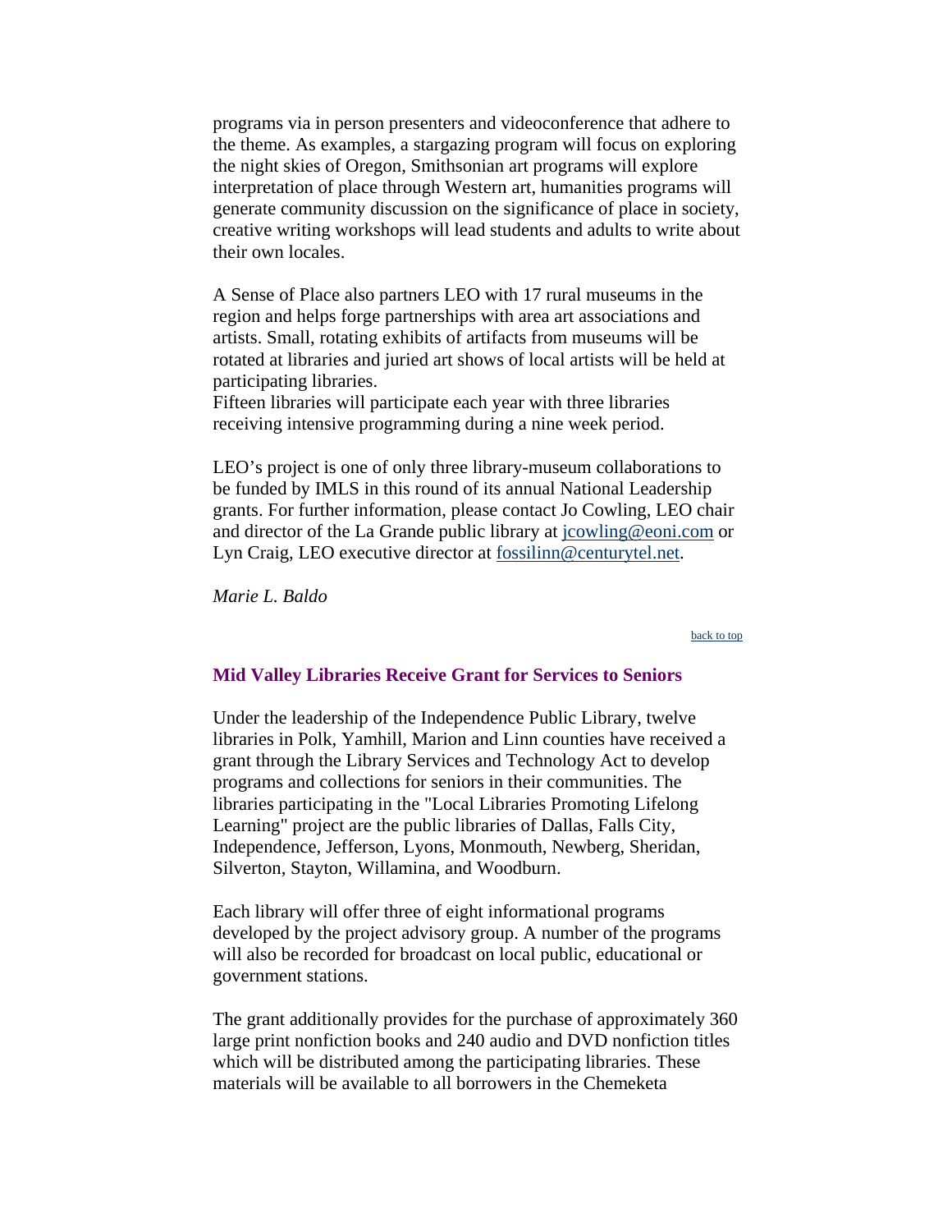programs via in person presenters and videoconference that adhere to the theme. As examples, a stargazing program will focus on exploring the night skies of Oregon, Smithsonian art programs will explore interpretation of place through Western art, humanities programs will generate community discussion on the significance of place in society, creative writing workshops will lead students and adults to write about their own locales.

A Sense of Place also partners LEO with 17 rural museums in the region and helps forge partnerships with area art associations and artists. Small, rotating exhibits of artifacts from museums will be rotated at libraries and juried art shows of local artists will be held at participating libraries.
Fifteen libraries will participate each year with three libraries receiving intensive programming during a nine week period.

LEO's project is one of only three library-museum collaborations to be funded by IMLS in this round of its annual National Leadership grants. For further information, please contact Jo Cowling, LEO chair and director of the La Grande public library at jcowling@eoni.com or Lyn Craig, LEO executive director at fossilinn@centurytel.net.

*Marie L. Baldo*

back to top

## Mid Valley Libraries Receive Grant for Services to Seniors

Under the leadership of the Independence Public Library, twelve libraries in Polk, Yamhill, Marion and Linn counties have received a grant through the Library Services and Technology Act to develop programs and collections for seniors in their communities. The libraries participating in the "Local Libraries Promoting Lifelong Learning" project are the public libraries of Dallas, Falls City, Independence, Jefferson, Lyons, Monmouth, Newberg, Sheridan, Silverton, Stayton, Willamina, and Woodburn.

Each library will offer three of eight informational programs developed by the project advisory group. A number of the programs will also be recorded for broadcast on local public, educational or government stations.

The grant additionally provides for the purchase of approximately 360 large print nonfiction books and 240 audio and DVD nonfiction titles which will be distributed among the participating libraries. These materials will be available to all borrowers in the Chemeketa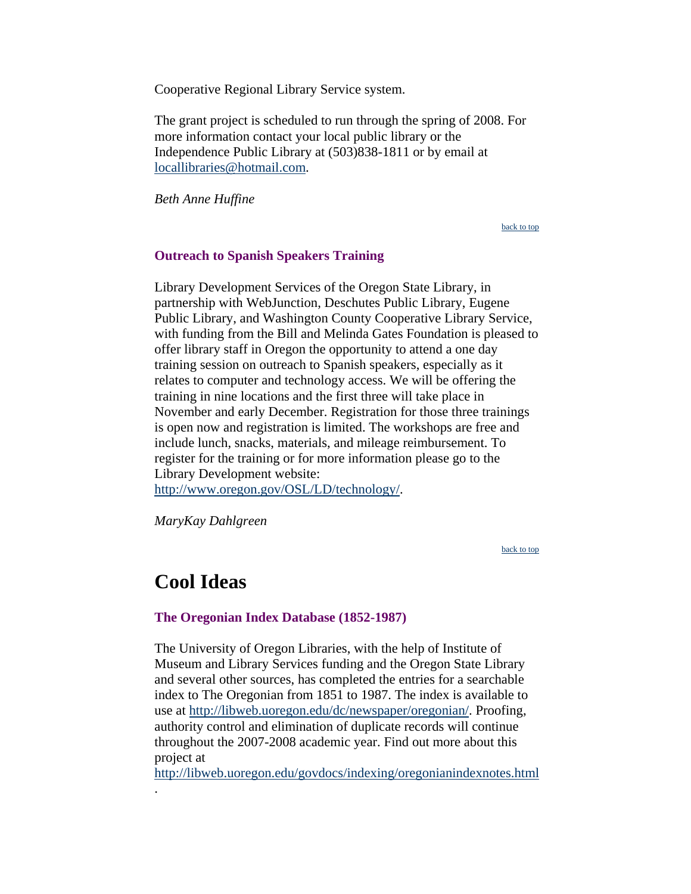Cooperative Regional Library Service system.

The grant project is scheduled to run through the spring of 2008. For more information contact your local public library or the Independence Public Library at (503)838-1811 or by email at [locallibraries@hotmail.com](mailto:locallibraries@hotmail.com).

*Beth Anne Huffine*

back to top

### Outreach to Spanish Speakers Training

Library Development Services of the Oregon State Library, in partnership with WebJunction, Deschutes Public Library, Eugene Public Library, and Washington County Cooperative Library Service, with funding from the Bill and Melinda Gates Foundation is pleased to offer library staff in Oregon the opportunity to attend a one day training session on outreach to Spanish speakers, especially as it relates to computer and technology access. We will be offering the training in nine locations and the first three will take place in November and early December. Registration for those three trainings is open now and registration is limited. The workshops are free and include lunch, snacks, materials, and mileage reimbursement. To register for the training or for more information please go to the Library Development website: [http://www.oregon.gov/OSL/LD/technology/](http://www.oregon.gov/OSL/LD/technology/).

*MaryKay Dahlgreen*

back to top

## Cool Ideas

### The Oregonian Index Database (1852-1987)

The University of Oregon Libraries, with the help of Institute of Museum and Library Services funding and the Oregon State Library and several other sources, has completed the entries for a searchable index to The Oregonian from 1851 to 1987. The index is available to use at [http://libweb.uoregon.edu/dc/newspaper/oregonian/](http://libweb.uoregon.edu/dc/newspaper/oregonian/). Proofing, authority control and elimination of duplicate records will continue throughout the 2007-2008 academic year. Find out more about this project at [http://libweb.uoregon.edu/govdocs/indexing/oregonianindexnotes.html](http://libweb.uoregon.edu/govdocs/indexing/oregonianindexnotes.html).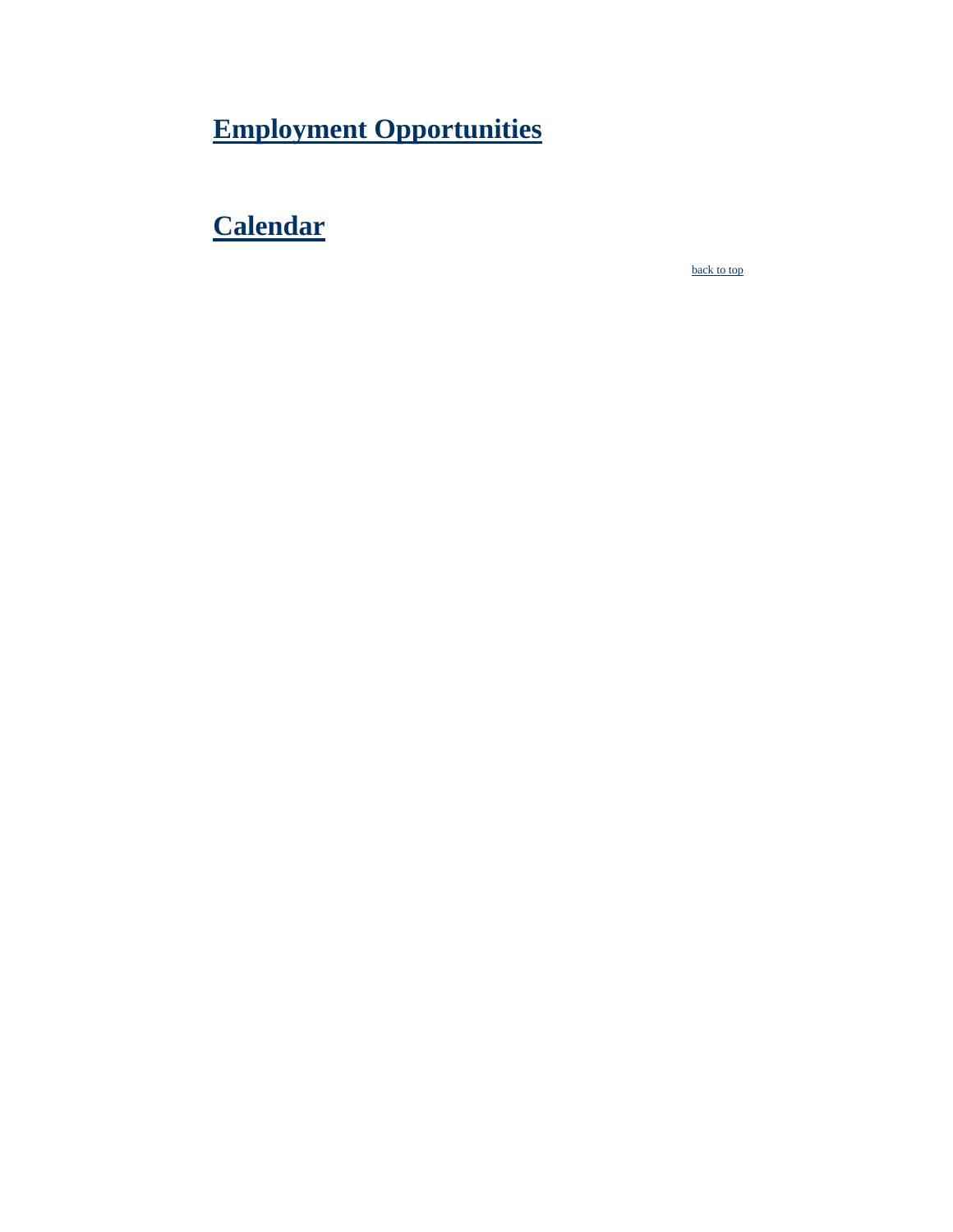## Employment Opportunities

## Calendar

back to top